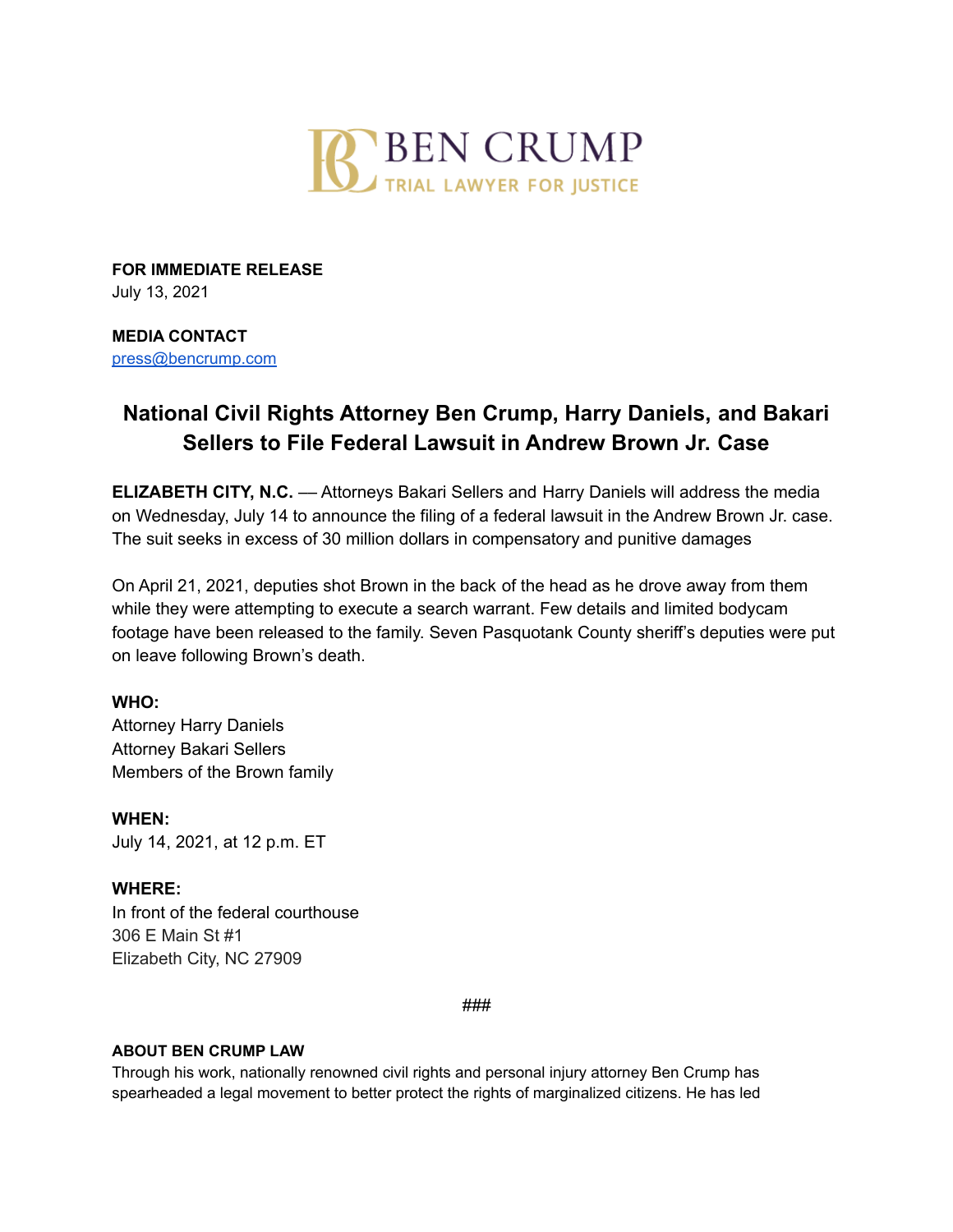BEN CRUMP
TRIAL LAWYER FOR JUSTICE

**FOR IMMEDIATE RELEASE**
July 13, 2021

**MEDIA CONTACT**
press@bencrump.com

# National Civil Rights Attorney Ben Crump, Harry Daniels, and Bakari Sellers to File Federal Lawsuit in Andrew Brown Jr. Case

**ELIZABETH CITY, N.C.** — Attorneys Bakari Sellers and Harry Daniels will address the media on Wednesday, July 14 to announce the filing of a federal lawsuit in the Andrew Brown Jr. case. The suit seeks in excess of 30 million dollars in compensatory and punitive damages

On April 21, 2021, deputies shot Brown in the back of the head as he drove away from them while they were attempting to execute a search warrant. Few details and limited bodycam footage have been released to the family. Seven Pasquotank County sheriff's deputies were put on leave following Brown's death.

**WHO:**
Attorney Harry Daniels
Attorney Bakari Sellers
Members of the Brown family

**WHEN:**
July 14, 2021, at 12 p.m. ET

**WHERE:**
In front of the federal courthouse
306 E Main St #1
Elizabeth City, NC 27909

###

**ABOUT BEN CRUMP LAW**
Through his work, nationally renowned civil rights and personal injury attorney Ben Crump has spearheaded a legal movement to better protect the rights of marginalized citizens. He has led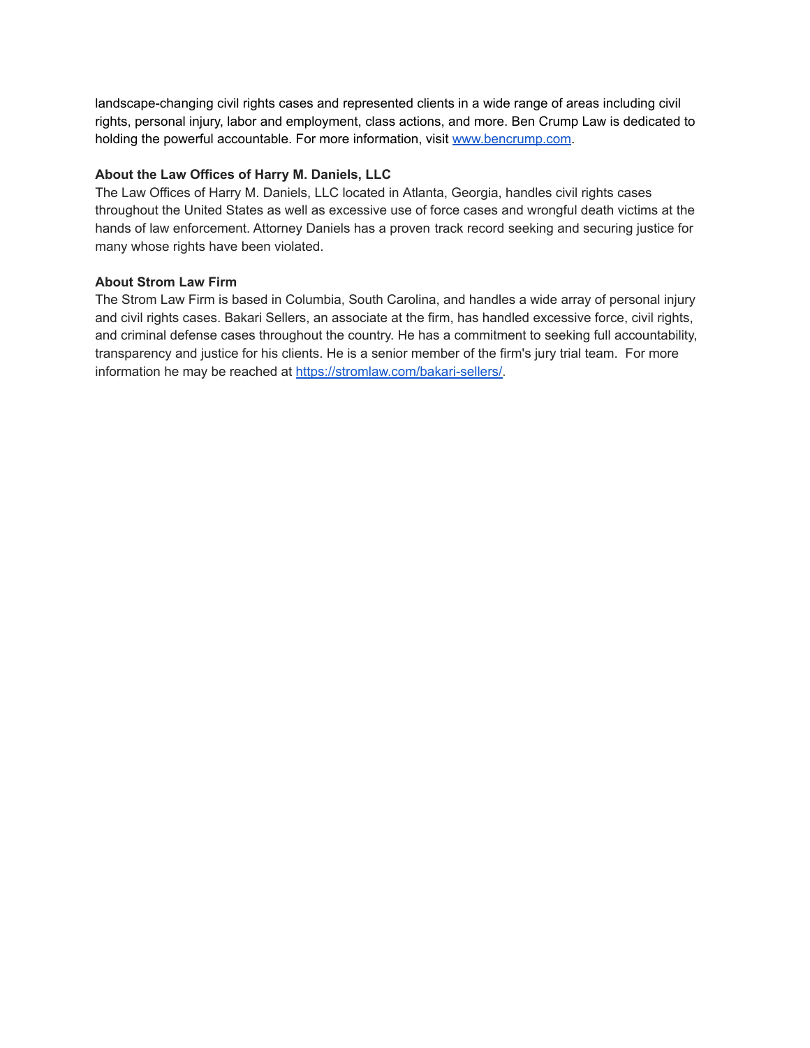landscape-changing civil rights cases and represented clients in a wide range of areas including civil rights, personal injury, labor and employment, class actions, and more. Ben Crump Law is dedicated to holding the powerful accountable. For more information, visit [www.bencrump.com](www.bencrump.com).

**About the Law Offices of Harry M. Daniels, LLC**

The Law Offices of Harry M. Daniels, LLC located in Atlanta, Georgia, handles civil rights cases throughout the United States as well as excessive use of force cases and wrongful death victims at the hands of law enforcement. Attorney Daniels has a proven track record seeking and securing justice for many whose rights have been violated.

**About Strom Law Firm**

The Strom Law Firm is based in Columbia, South Carolina, and handles a wide array of personal injury and civil rights cases. Bakari Sellers, an associate at the firm, has handled excessive force, civil rights, and criminal defense cases throughout the country. He has a commitment to seeking full accountability, transparency and justice for his clients. He is a senior member of the firm's jury trial team. For more information he may be reached at [https://stromlaw.com/bakari-sellers/](https://stromlaw.com/bakari-sellers/).